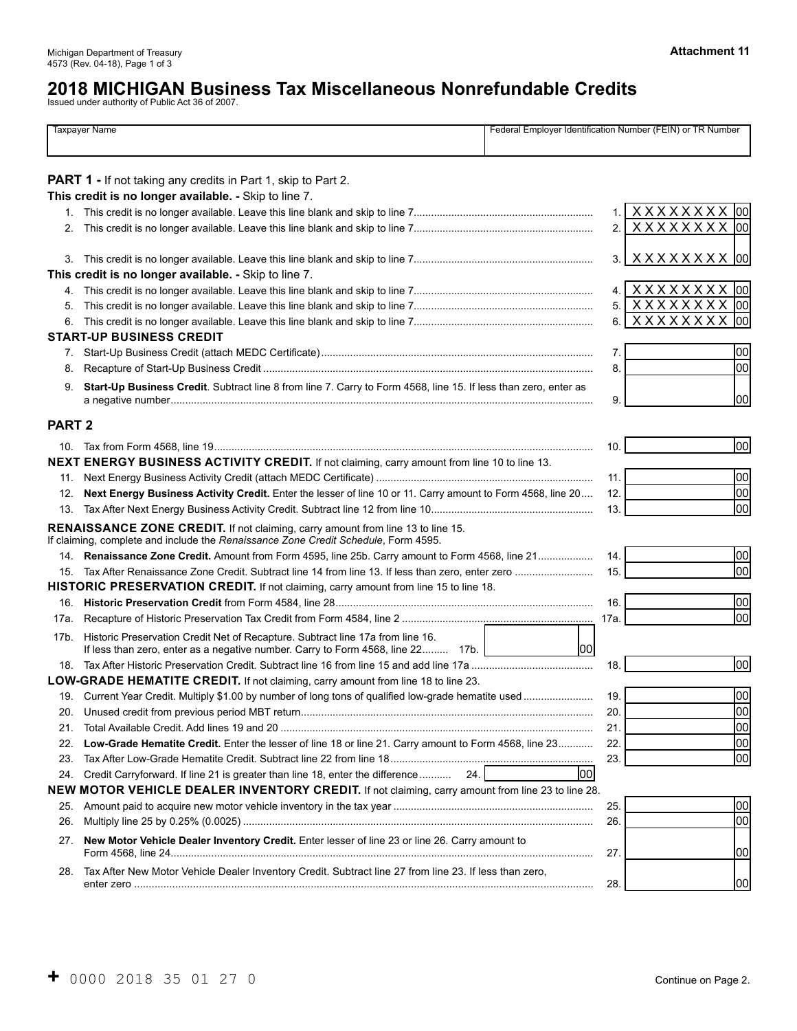Michigan Department of Treasury
4573 (Rev. 04-18), Page 1 of 3

**Attachment 11**

# 2018 MICHIGAN Business Tax Miscellaneous Nonrefundable Credits

Issued under authority of Public Act 36 of 2007.

| Taxpayer Name | Federal Employer Identification Number (FEIN) or TR Number |
|---|---|
| | |

## PART 1 - If not taking any credits in Part 1, skip to Part 2.

**This credit is no longer available. - Skip to line 7.**

| | | | |
|---|---|---|---|
| 1. | This credit is no longer available. Leave this line blank and skip to line 7 | 1. | XXXXXXXX 00 |
| 2. | This credit is no longer available. Leave this line blank and skip to line 7 | 2. | XXXXXXXX 00 |
| 3. | This credit is no longer available. Leave this line blank and skip to line 7 | 3. | XXXXXXXX 00 |

**This credit is no longer available. - Skip to line 7.**

| | | | |
|---|---|---|---|
| 4. | This credit is no longer available. Leave this line blank and skip to line 7 | 4. | XXXXXXXX 00 |
| 5. | This credit is no longer available. Leave this line blank and skip to line 7 | 5. | XXXXXXXX 00 |
| 6. | This credit is no longer available. Leave this line blank and skip to line 7 | 6. | XXXXXXXX 00 |

**START-UP BUSINESS CREDIT**

| | | | |
|---|---|---|---|
| 7. | Start-Up Business Credit (attach MEDC Certificate) | 7. | 00 |
| 8. | Recapture of Start-Up Business Credit | 8. | 00 |
| 9. | **Start-Up Business Credit**. Subtract line 8 from line 7. Carry to Form 4568, line 15. If less than zero, enter as a negative number | 9. | 00 |

## PART 2

| | | | |
|---|---|---|---|
| 10. | Tax from Form 4568, line 19 | 10. | 00 |

**NEXT ENERGY BUSINESS ACTIVITY CREDIT.** If not claiming, carry amount from line 10 to line 13.

| | | | |
|---|---|---|---|
| 11. | Next Energy Business Activity Credit (attach MEDC Certificate) | 11. | 00 |
| 12. | **Next Energy Business Activity Credit.** Enter the lesser of line 10 or 11. Carry amount to Form 4568, line 20 | 12. | 00 |
| 13. | Tax After Next Energy Business Activity Credit. Subtract line 12 from line 10 | 13. | 00 |

**RENAISSANCE ZONE CREDIT.** If not claiming, carry amount from line 13 to line 15.
If claiming, complete and include the *Renaissance Zone Credit Schedule*, Form 4595.

| | | | |
|---|---|---|---|
| 14. | **Renaissance Zone Credit.** Amount from Form 4595, line 25b. Carry amount to Form 4568, line 21 | 14. | 00 |
| 15. | Tax After Renaissance Zone Credit. Subtract line 14 from line 13. If less than zero, enter zero | 15. | 00 |

**HISTORIC PRESERVATION CREDIT.** If not claiming, carry amount from line 15 to line 18.

| | | | |
|---|---|---|---|
| 16. | **Historic Preservation Credit** from Form 4584, line 28 | 16. | 00 |
| 17a. | Recapture of Historic Preservation Tax Credit from Form 4584, line 2 | 17a. | 00 |
| 17b. | Historic Preservation Credit Net of Recapture. Subtract line 17a from line 16. If less than zero, enter as a negative number. Carry to Form 4568, line 22 ......... 17b. 00 | | |
| 18. | Tax After Historic Preservation Credit. Subtract line 16 from line 15 and add line 17a | 18. | 00 |

**LOW-GRADE HEMATITE CREDIT.** If not claiming, carry amount from line 18 to line 23.

| | | | |
|---|---|---|---|
| 19. | Current Year Credit. Multiply $1.00 by number of long tons of qualified low-grade hematite used | 19. | 00 |
| 20. | Unused credit from previous period MBT return | 20. | 00 |
| 21. | Total Available Credit. Add lines 19 and 20 | 21. | 00 |
| 22. | **Low-Grade Hematite Credit.** Enter the lesser of line 18 or line 21. Carry amount to Form 4568, line 23 | 22. | 00 |
| 23. | Tax After Low-Grade Hematite Credit. Subtract line 22 from line 18 | 23. | 00 |
| 24. | Credit Carryforward. If line 21 is greater than line 18, enter the difference ........... 24. 00 | | |

**NEW MOTOR VEHICLE DEALER INVENTORY CREDIT.** If not claiming, carry amount from line 23 to line 28.

| | | | |
|---|---|---|---|
| 25. | Amount paid to acquire new motor vehicle inventory in the tax year | 25. | 00 |
| 26. | Multiply line 25 by 0.25% (0.0025) | 26. | 00 |
| 27. | **New Motor Vehicle Dealer Inventory Credit.** Enter lesser of line 23 or line 26. Carry amount to Form 4568, line 24 | 27. | 00 |
| 28. | Tax After New Motor Vehicle Dealer Inventory Credit. Subtract line 27 from line 23. If less than zero, enter zero | 28. | 00 |

\+ 0000 2018 35 01 27 0

Continue on Page 2.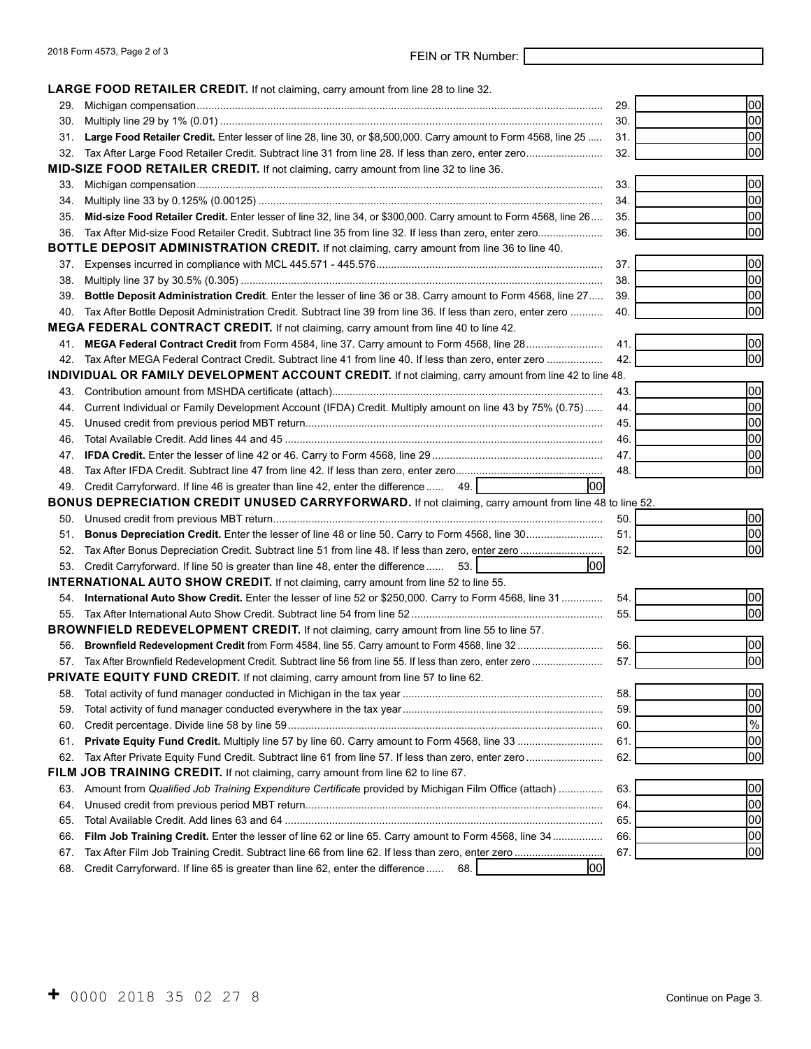2018 Form 4573, Page 2 of 3

FEIN or TR Number:

## LARGE FOOD RETAILER CREDIT. If not claiming, carry amount from line 28 to line 32.

| | | | |
|---|---|---|---|
| 29. | Michigan compensation | 29. | 00 |
| 30. | Multiply line 29 by 1% (0.01) | 30. | 00 |
| 31. | **Large Food Retailer Credit.** Enter lesser of line 28, line 30, or $8,500,000. Carry amount to Form 4568, line 25 | 31. | 00 |
| 32. | Tax After Large Food Retailer Credit. Subtract line 31 from line 28. If less than zero, enter zero | 32. | 00 |

## MID-SIZE FOOD RETAILER CREDIT. If not claiming, carry amount from line 32 to line 36.

| | | | |
|---|---|---|---|
| 33. | Michigan compensation | 33. | 00 |
| 34. | Multiply line 33 by 0.125% (0.00125) | 34. | 00 |
| 35. | **Mid-size Food Retailer Credit.** Enter lesser of line 32, line 34, or $300,000. Carry amount to Form 4568, line 26 | 35. | 00 |
| 36. | Tax After Mid-size Food Retailer Credit. Subtract line 35 from line 32. If less than zero, enter zero | 36. | 00 |

## BOTTLE DEPOSIT ADMINISTRATION CREDIT. If not claiming, carry amount from line 36 to line 40.

| | | | |
|---|---|---|---|
| 37. | Expenses incurred in compliance with MCL 445.571 - 445.576 | 37. | 00 |
| 38. | Multiply line 37 by 30.5% (0.305) | 38. | 00 |
| 39. | **Bottle Deposit Administration Credit**. Enter the lesser of line 36 or 38. Carry amount to Form 4568, line 27 | 39. | 00 |
| 40. | Tax After Bottle Deposit Administration Credit. Subtract line 39 from line 36. If less than zero, enter zero | 40. | 00 |

## MEGA FEDERAL CONTRACT CREDIT. If not claiming, carry amount from line 40 to line 42.

| | | | |
|---|---|---|---|
| 41. | **MEGA Federal Contract Credit** from Form 4584, line 37. Carry amount to Form 4568, line 28 | 41. | 00 |
| 42. | Tax After MEGA Federal Contract Credit. Subtract line 41 from line 40. If less than zero, enter zero | 42. | 00 |

## INDIVIDUAL OR FAMILY DEVELOPMENT ACCOUNT CREDIT. If not claiming, carry amount from line 42 to line 48.

| | | | |
|---|---|---|---|
| 43. | Contribution amount from MSHDA certificate (attach) | 43. | 00 |
| 44. | Current Individual or Family Development Account (IFDA) Credit. Multiply amount on line 43 by 75% (0.75) | 44. | 00 |
| 45. | Unused credit from previous period MBT return | 45. | 00 |
| 46. | Total Available Credit. Add lines 44 and 45 | 46. | 00 |
| 47. | **IFDA Credit.** Enter the lesser of line 42 or 46. Carry to Form 4568, line 29 | 47. | 00 |
| 48. | Tax After IFDA Credit. Subtract line 47 from line 42. If less than zero, enter zero | 48. | 00 |
| 49. | Credit Carryforward. If line 46 is greater than line 42, enter the difference ...... 49. 00 | | |

## BONUS DEPRECIATION CREDIT UNUSED CARRYFORWARD. If not claiming, carry amount from line 48 to line 52.

| | | | |
|---|---|---|---|
| 50. | Unused credit from previous MBT return | 50. | 00 |
| 51. | **Bonus Depreciation Credit.** Enter the lesser of line 48 or line 50. Carry to Form 4568, line 30 | 51. | 00 |
| 52. | Tax After Bonus Depreciation Credit. Subtract line 51 from line 48. If less than zero, enter zero | 52. | 00 |
| 53. | Credit Carryforward. If line 50 is greater than line 48, enter the difference ...... 53. 00 | | |

## INTERNATIONAL AUTO SHOW CREDIT. If not claiming, carry amount from line 52 to line 55.

| | | | |
|---|---|---|---|
| 54. | **International Auto Show Credit.** Enter the lesser of line 52 or $250,000. Carry to Form 4568, line 31 | 54. | 00 |
| 55. | Tax After International Auto Show Credit. Subtract line 54 from line 52 | 55. | 00 |

## BROWNFIELD REDEVELOPMENT CREDIT. If not claiming, carry amount from line 55 to line 57.

| | | | |
|---|---|---|---|
| 56. | **Brownfield Redevelopment Credit** from Form 4584, line 55. Carry amount to Form 4568, line 32 | 56. | 00 |
| 57. | Tax After Brownfield Redevelopment Credit. Subtract line 56 from line 55. If less than zero, enter zero | 57. | 00 |

## PRIVATE EQUITY FUND CREDIT. If not claiming, carry amount from line 57 to line 62.

| | | | |
|---|---|---|---|
| 58. | Total activity of fund manager conducted in Michigan in the tax year | 58. | 00 |
| 59. | Total activity of fund manager conducted everywhere in the tax year | 59. | 00 |
| 60. | Credit percentage. Divide line 58 by line 59 | 60. | % |
| 61. | **Private Equity Fund Credit.** Multiply line 57 by line 60. Carry amount to Form 4568, line 33 | 61. | 00 |
| 62. | Tax After Private Equity Fund Credit. Subtract line 61 from line 57. If less than zero, enter zero | 62. | 00 |

## FILM JOB TRAINING CREDIT. If not claiming, carry amount from line 62 to line 67.

| | | | |
|---|---|---|---|
| 63. | Amount from *Qualified Job Training Expenditure Certificate* provided by Michigan Film Office (attach) | 63. | 00 |
| 64. | Unused credit from previous period MBT return | 64. | 00 |
| 65. | Total Available Credit. Add lines 63 and 64 | 65. | 00 |
| 66. | **Film Job Training Credit.** Enter the lesser of line 62 or line 65. Carry amount to Form 4568, line 34 | 66. | 00 |
| 67. | Tax After Film Job Training Credit. Subtract line 66 from line 62. If less than zero, enter zero | 67. | 00 |
| 68. | Credit Carryforward. If line 65 is greater than line 62, enter the difference ...... 68. 00 | | |

\+ 0000 2018 35 02 27 8

Continue on Page 3.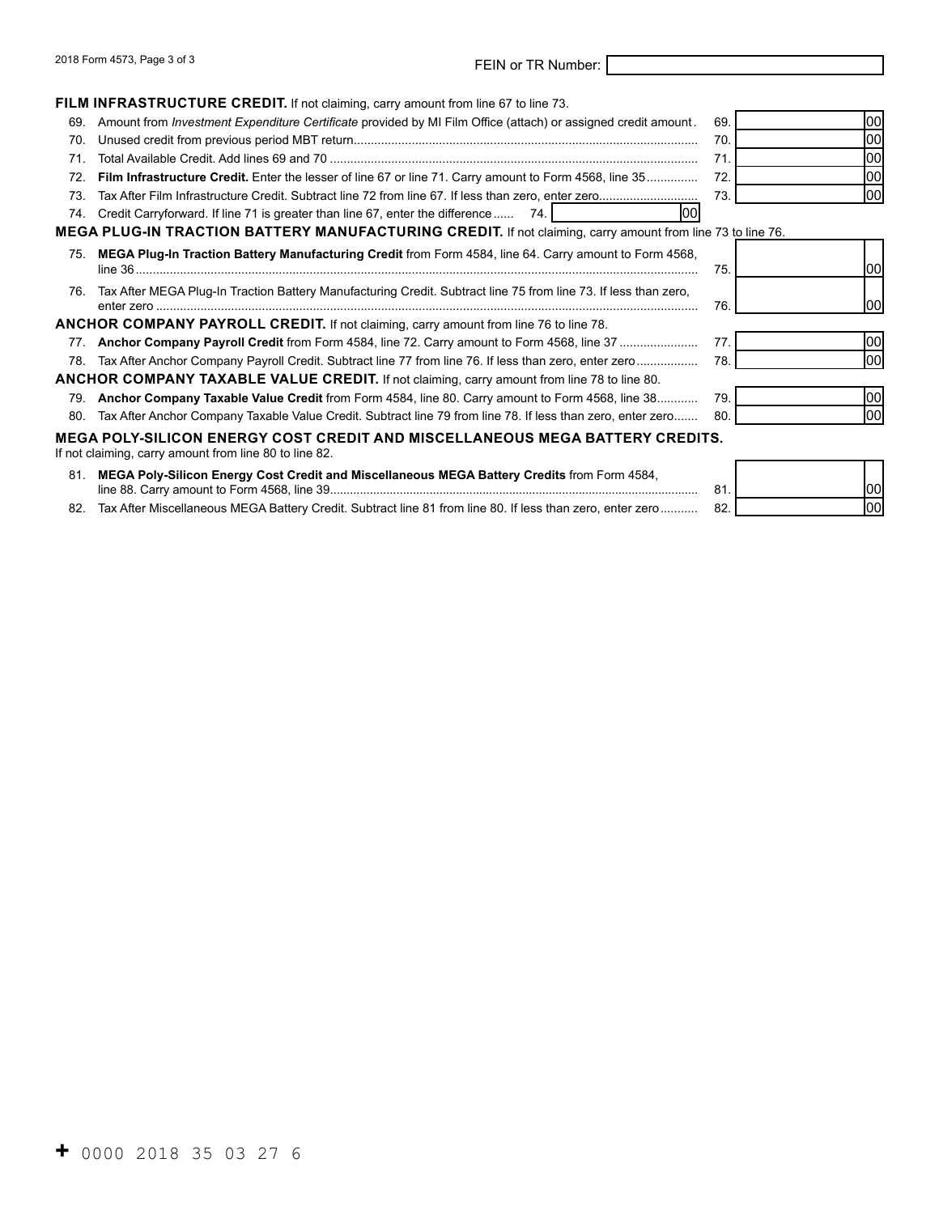FEIN or TR Number:

**FILM INFRASTRUCTURE CREDIT.** If not claiming, carry amount from line 67 to line 73.

| Line | Description | Line | Amount |
|---|---|---|---|
| 69. | Amount from *Investment Expenditure Certificate* provided by MI Film Office (attach) or assigned credit amount | 69. | 00 |
| 70. | Unused credit from previous period MBT return | 70. | 00 |
| 71. | Total Available Credit. Add lines 69 and 70 | 71. | 00 |
| 72. | **Film Infrastructure Credit.** Enter the lesser of line 67 or line 71. Carry amount to Form 4568, line 35 | 72. | 00 |
| 73. | Tax After Film Infrastructure Credit. Subtract line 72 from line 67. If less than zero, enter zero | 73. | 00 |
| 74. | Credit Carryforward. If line 71 is greater than line 67, enter the difference ...... 74. 00 | | |

**MEGA PLUG-IN TRACTION BATTERY MANUFACTURING CREDIT.** If not claiming, carry amount from line 73 to line 76.

| Line | Description | Line | Amount |
|---|---|---|---|
| 75. | **MEGA Plug-In Traction Battery Manufacturing Credit** from Form 4584, line 64. Carry amount to Form 4568, line 36 | 75. | 00 |
| 76. | Tax After MEGA Plug-In Traction Battery Manufacturing Credit. Subtract line 75 from line 73. If less than zero, enter zero | 76. | 00 |

**ANCHOR COMPANY PAYROLL CREDIT.** If not claiming, carry amount from line 76 to line 78.

| Line | Description | Line | Amount |
|---|---|---|---|
| 77. | **Anchor Company Payroll Credit** from Form 4584, line 72. Carry amount to Form 4568, line 37 | 77. | 00 |
| 78. | Tax After Anchor Company Payroll Credit. Subtract line 77 from line 76. If less than zero, enter zero | 78. | 00 |

**ANCHOR COMPANY TAXABLE VALUE CREDIT.** If not claiming, carry amount from line 78 to line 80.

| Line | Description | Line | Amount |
|---|---|---|---|
| 79. | **Anchor Company Taxable Value Credit** from Form 4584, line 80. Carry amount to Form 4568, line 38 | 79. | 00 |
| 80. | Tax After Anchor Company Taxable Value Credit. Subtract line 79 from line 78. If less than zero, enter zero | 80. | 00 |

**MEGA POLY-SILICON ENERGY COST CREDIT AND MISCELLANEOUS MEGA BATTERY CREDITS.**
If not claiming, carry amount from line 80 to line 82.

| Line | Description | Line | Amount |
|---|---|---|---|
| 81. | **MEGA Poly-Silicon Energy Cost Credit and Miscellaneous MEGA Battery Credits** from Form 4584, line 88. Carry amount to Form 4568, line 39 | 81. | 00 |
| 82. | Tax After Miscellaneous MEGA Battery Credit. Subtract line 81 from line 80. If less than zero, enter zero | 82. | 00 |

+ 0000 2018 35 03 27 6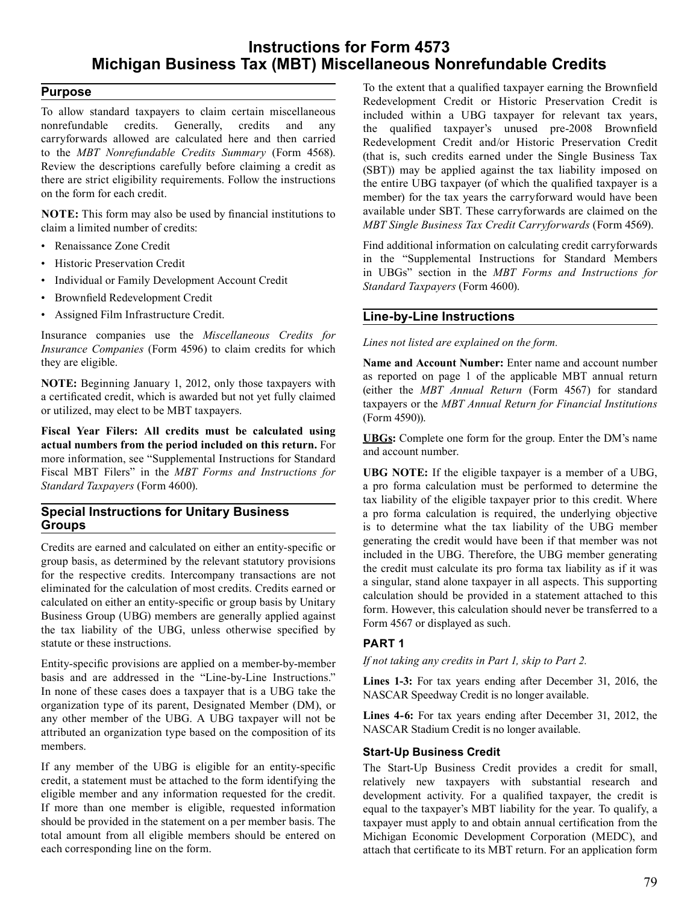# Instructions for Form 4573 Michigan Business Tax (MBT) Miscellaneous Nonrefundable Credits

## Purpose

To allow standard taxpayers to claim certain miscellaneous nonrefundable credits. Generally, credits and any carryforwards allowed are calculated here and then carried to the *MBT Nonrefundable Credits Summary* (Form 4568). Review the descriptions carefully before claiming a credit as there are strict eligibility requirements. Follow the instructions on the form for each credit.

**NOTE:** This form may also be used by financial institutions to claim a limited number of credits:

- Renaissance Zone Credit
- Historic Preservation Credit
- Individual or Family Development Account Credit
- Brownfield Redevelopment Credit
- Assigned Film Infrastructure Credit.

Insurance companies use the *Miscellaneous Credits for Insurance Companies* (Form 4596) to claim credits for which they are eligible.

**NOTE:** Beginning January 1, 2012, only those taxpayers with a certificated credit, which is awarded but not yet fully claimed or utilized, may elect to be MBT taxpayers.

**Fiscal Year Filers: All credits must be calculated using actual numbers from the period included on this return.** For more information, see "Supplemental Instructions for Standard Fiscal MBT Filers" in the *MBT Forms and Instructions for Standard Taxpayers* (Form 4600).

## Special Instructions for Unitary Business Groups

Credits are earned and calculated on either an entity-specific or group basis, as determined by the relevant statutory provisions for the respective credits. Intercompany transactions are not eliminated for the calculation of most credits. Credits earned or calculated on either an entity-specific or group basis by Unitary Business Group (UBG) members are generally applied against the tax liability of the UBG, unless otherwise specified by statute or these instructions.

Entity-specific provisions are applied on a member-by-member basis and are addressed in the "Line-by-Line Instructions." In none of these cases does a taxpayer that is a UBG take the organization type of its parent, Designated Member (DM), or any other member of the UBG. A UBG taxpayer will not be attributed an organization type based on the composition of its members.

If any member of the UBG is eligible for an entity-specific credit, a statement must be attached to the form identifying the eligible member and any information requested for the credit. If more than one member is eligible, requested information should be provided in the statement on a per member basis. The total amount from all eligible members should be entered on each corresponding line on the form.

To the extent that a qualified taxpayer earning the Brownfield Redevelopment Credit or Historic Preservation Credit is included within a UBG taxpayer for relevant tax years, the qualified taxpayer's unused pre-2008 Brownfield Redevelopment Credit and/or Historic Preservation Credit (that is, such credits earned under the Single Business Tax (SBT)) may be applied against the tax liability imposed on the entire UBG taxpayer (of which the qualified taxpayer is a member) for the tax years the carryforward would have been available under SBT. These carryforwards are claimed on the *MBT Single Business Tax Credit Carryforwards* (Form 4569).

Find additional information on calculating credit carryforwards in the "Supplemental Instructions for Standard Members in UBGs" section in the *MBT Forms and Instructions for Standard Taxpayers* (Form 4600).

## Line-by-Line Instructions

*Lines not listed are explained on the form.*

**Name and Account Number:** Enter name and account number as reported on page 1 of the applicable MBT annual return (either the *MBT Annual Return* (Form 4567) for standard taxpayers or the *MBT Annual Return for Financial Institutions* (Form 4590)).

**UBGs:** Complete one form for the group. Enter the DM's name and account number.

**UBG NOTE:** If the eligible taxpayer is a member of a UBG, a pro forma calculation must be performed to determine the tax liability of the eligible taxpayer prior to this credit. Where a pro forma calculation is required, the underlying objective is to determine what the tax liability of the UBG member generating the credit would have been if that member was not included in the UBG. Therefore, the UBG member generating the credit must calculate its pro forma tax liability as if it was a singular, stand alone taxpayer in all aspects. This supporting calculation should be provided in a statement attached to this form. However, this calculation should never be transferred to a Form 4567 or displayed as such.

### PART 1

*If not taking any credits in Part 1, skip to Part 2.*

**Lines 1-3:** For tax years ending after December 31, 2016, the NASCAR Speedway Credit is no longer available.

**Lines 4-6:** For tax years ending after December 31, 2012, the NASCAR Stadium Credit is no longer available.

#### Start-Up Business Credit

The Start-Up Business Credit provides a credit for small, relatively new taxpayers with substantial research and development activity. For a qualified taxpayer, the credit is equal to the taxpayer's MBT liability for the year. To qualify, a taxpayer must apply to and obtain annual certification from the Michigan Economic Development Corporation (MEDC), and attach that certificate to its MBT return. For an application form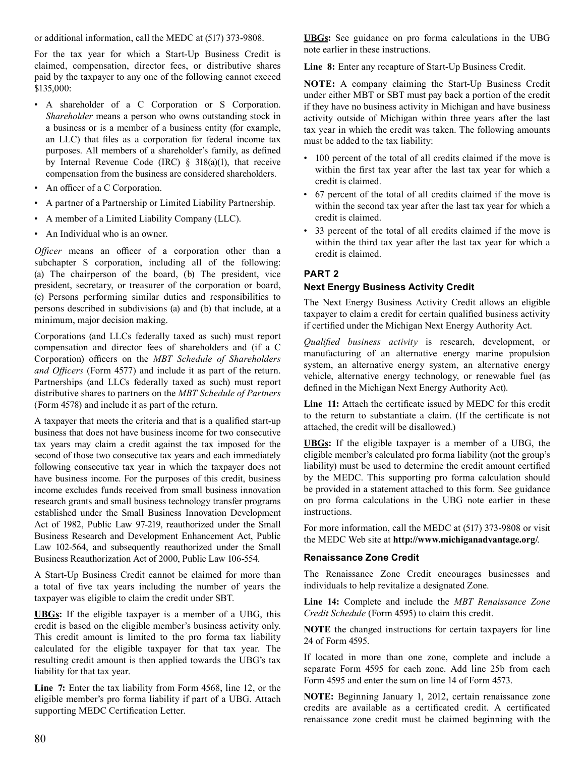or additional information, call the MEDC at (517) 373-9808.

For the tax year for which a Start-Up Business Credit is claimed, compensation, director fees, or distributive shares paid by the taxpayer to any one of the following cannot exceed $135,000:

- A shareholder of a C Corporation or S Corporation. *Shareholder* means a person who owns outstanding stock in a business or is a member of a business entity (for example, an LLC) that files as a corporation for federal income tax purposes. All members of a shareholder's family, as defined by Internal Revenue Code (IRC) § 318(a)(1), that receive compensation from the business are considered shareholders.
- An officer of a C Corporation.
- A partner of a Partnership or Limited Liability Partnership.
- A member of a Limited Liability Company (LLC).
- An Individual who is an owner.

*Officer* means an officer of a corporation other than a subchapter S corporation, including all of the following: (a) The chairperson of the board, (b) The president, vice president, secretary, or treasurer of the corporation or board, (c) Persons performing similar duties and responsibilities to persons described in subdivisions (a) and (b) that include, at a minimum, major decision making.

Corporations (and LLCs federally taxed as such) must report compensation and director fees of shareholders and (if a C Corporation) officers on the *MBT Schedule of Shareholders and Officers* (Form 4577) and include it as part of the return. Partnerships (and LLCs federally taxed as such) must report distributive shares to partners on the *MBT Schedule of Partners* (Form 4578) and include it as part of the return.

A taxpayer that meets the criteria and that is a qualified start-up business that does not have business income for two consecutive tax years may claim a credit against the tax imposed for the second of those two consecutive tax years and each immediately following consecutive tax year in which the taxpayer does not have business income. For the purposes of this credit, business income excludes funds received from small business innovation research grants and small business technology transfer programs established under the Small Business Innovation Development Act of 1982, Public Law 97-219, reauthorized under the Small Business Research and Development Enhancement Act, Public Law 102-564, and subsequently reauthorized under the Small Business Reauthorization Act of 2000, Public Law 106-554.

A Start-Up Business Credit cannot be claimed for more than a total of five tax years including the number of years the taxpayer was eligible to claim the credit under SBT.

**UBGs:** If the eligible taxpayer is a member of a UBG, this credit is based on the eligible member's business activity only. This credit amount is limited to the pro forma tax liability calculated for the eligible taxpayer for that tax year. The resulting credit amount is then applied towards the UBG's tax liability for that tax year.

**Line 7:** Enter the tax liability from Form 4568, line 12, or the eligible member's pro forma liability if part of a UBG. Attach supporting MEDC Certification Letter.

**UBGs:** See guidance on pro forma calculations in the UBG note earlier in these instructions.

**Line 8:** Enter any recapture of Start-Up Business Credit.

**NOTE:** A company claiming the Start-Up Business Credit under either MBT or SBT must pay back a portion of the credit if they have no business activity in Michigan and have business activity outside of Michigan within three years after the last tax year in which the credit was taken. The following amounts must be added to the tax liability:

- 100 percent of the total of all credits claimed if the move is within the first tax year after the last tax year for which a credit is claimed.
- 67 percent of the total of all credits claimed if the move is within the second tax year after the last tax year for which a credit is claimed.
- 33 percent of the total of all credits claimed if the move is within the third tax year after the last tax year for which a credit is claimed.

## PART 2

### Next Energy Business Activity Credit

The Next Energy Business Activity Credit allows an eligible taxpayer to claim a credit for certain qualified business activity if certified under the Michigan Next Energy Authority Act.

*Qualified business activity* is research, development, or manufacturing of an alternative energy marine propulsion system, an alternative energy system, an alternative energy vehicle, alternative energy technology, or renewable fuel (as defined in the Michigan Next Energy Authority Act).

**Line 11:** Attach the certificate issued by MEDC for this credit to the return to substantiate a claim. (If the certificate is not attached, the credit will be disallowed.)

**UBGs:** If the eligible taxpayer is a member of a UBG, the eligible member's calculated pro forma liability (not the group's liability) must be used to determine the credit amount certified by the MEDC. This supporting pro forma calculation should be provided in a statement attached to this form. See guidance on pro forma calculations in the UBG note earlier in these instructions.

For more information, call the MEDC at (517) 373-9808 or visit the MEDC Web site at **http://www.michiganadvantage.org/**.

### Renaissance Zone Credit

The Renaissance Zone Credit encourages businesses and individuals to help revitalize a designated Zone.

**Line 14:** Complete and include the *MBT Renaissance Zone Credit Schedule* (Form 4595) to claim this credit.

**NOTE** the changed instructions for certain taxpayers for line 24 of Form 4595.

If located in more than one zone, complete and include a separate Form 4595 for each zone. Add line 25b from each Form 4595 and enter the sum on line 14 of Form 4573.

**NOTE:** Beginning January 1, 2012, certain renaissance zone credits are available as a certificated credit. A certificated renaissance zone credit must be claimed beginning with the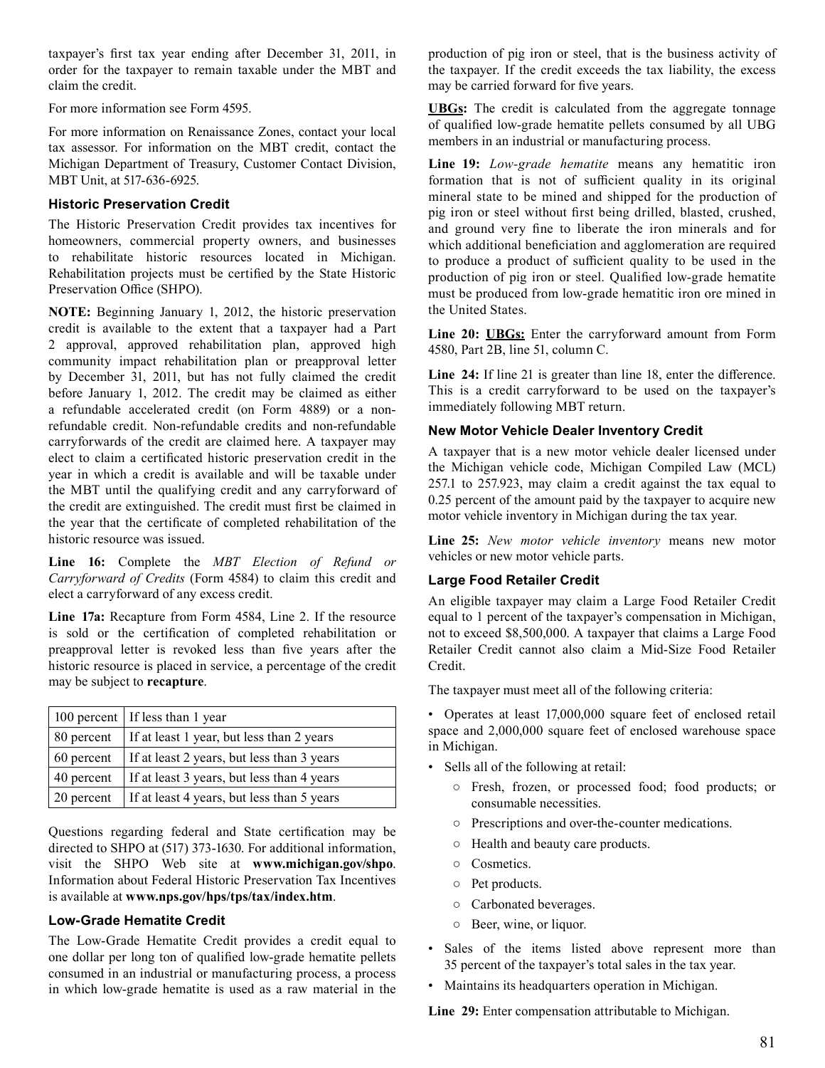taxpayer's first tax year ending after December 31, 2011, in order for the taxpayer to remain taxable under the MBT and claim the credit.

For more information see Form 4595.

For more information on Renaissance Zones, contact your local tax assessor. For information on the MBT credit, contact the Michigan Department of Treasury, Customer Contact Division, MBT Unit, at 517-636-6925.

### Historic Preservation Credit

The Historic Preservation Credit provides tax incentives for homeowners, commercial property owners, and businesses to rehabilitate historic resources located in Michigan. Rehabilitation projects must be certified by the State Historic Preservation Office (SHPO).

**NOTE:** Beginning January 1, 2012, the historic preservation credit is available to the extent that a taxpayer had a Part 2 approval, approved rehabilitation plan, approved high community impact rehabilitation plan or preapproval letter by December 31, 2011, but has not fully claimed the credit before January 1, 2012. The credit may be claimed as either a refundable accelerated credit (on Form 4889) or a non-refundable credit. Non-refundable credits and non-refundable carryforwards of the credit are claimed here. A taxpayer may elect to claim a certificated historic preservation credit in the year in which a credit is available and will be taxable under the MBT until the qualifying credit and any carryforward of the credit are extinguished. The credit must first be claimed in the year that the certificate of completed rehabilitation of the historic resource was issued.

**Line 16:** Complete the *MBT Election of Refund or Carryforward of Credits* (Form 4584) to claim this credit and elect a carryforward of any excess credit.

**Line 17a:** Recapture from Form 4584, Line 2. If the resource is sold or the certification of completed rehabilitation or preapproval letter is revoked less than five years after the historic resource is placed in service, a percentage of the credit may be subject to **recapture**.

| | |
|---|---|
| 100 percent | If less than 1 year |
| 80 percent | If at least 1 year, but less than 2 years |
| 60 percent | If at least 2 years, but less than 3 years |
| 40 percent | If at least 3 years, but less than 4 years |
| 20 percent | If at least 4 years, but less than 5 years |

Questions regarding federal and State certification may be directed to SHPO at (517) 373-1630. For additional information, visit the SHPO Web site at **www.michigan.gov/shpo**. Information about Federal Historic Preservation Tax Incentives is available at **www.nps.gov/hps/tps/tax/index.htm**.

### Low-Grade Hematite Credit

The Low-Grade Hematite Credit provides a credit equal to one dollar per long ton of qualified low-grade hematite pellets consumed in an industrial or manufacturing process, a process in which low-grade hematite is used as a raw material in the production of pig iron or steel, that is the business activity of the taxpayer. If the credit exceeds the tax liability, the excess may be carried forward for five years.

**UBGs:** The credit is calculated from the aggregate tonnage of qualified low-grade hematite pellets consumed by all UBG members in an industrial or manufacturing process.

**Line 19:** *Low-grade hematite* means any hematitic iron formation that is not of sufficient quality in its original mineral state to be mined and shipped for the production of pig iron or steel without first being drilled, blasted, crushed, and ground very fine to liberate the iron minerals and for which additional beneficiation and agglomeration are required to produce a product of sufficient quality to be used in the production of pig iron or steel. Qualified low-grade hematite must be produced from low-grade hematitic iron ore mined in the United States.

**Line 20: UBGs:** Enter the carryforward amount from Form 4580, Part 2B, line 51, column C.

**Line 24:** If line 21 is greater than line 18, enter the difference. This is a credit carryforward to be used on the taxpayer's immediately following MBT return.

### New Motor Vehicle Dealer Inventory Credit

A taxpayer that is a new motor vehicle dealer licensed under the Michigan vehicle code, Michigan Compiled Law (MCL) 257.1 to 257.923, may claim a credit against the tax equal to 0.25 percent of the amount paid by the taxpayer to acquire new motor vehicle inventory in Michigan during the tax year.

**Line 25:** *New motor vehicle inventory* means new motor vehicles or new motor vehicle parts.

### Large Food Retailer Credit

An eligible taxpayer may claim a Large Food Retailer Credit equal to 1 percent of the taxpayer's compensation in Michigan, not to exceed $8,500,000. A taxpayer that claims a Large Food Retailer Credit cannot also claim a Mid-Size Food Retailer Credit.

The taxpayer must meet all of the following criteria:

- Operates at least 17,000,000 square feet of enclosed retail space and 2,000,000 square feet of enclosed warehouse space in Michigan.
- Sells all of the following at retail:
  - Fresh, frozen, or processed food; food products; or consumable necessities.
  - Prescriptions and over-the-counter medications.
  - Health and beauty care products.
  - Cosmetics.
  - Pet products.
  - Carbonated beverages.
  - Beer, wine, or liquor.
- Sales of the items listed above represent more than 35 percent of the taxpayer's total sales in the tax year.
- Maintains its headquarters operation in Michigan.

**Line 29:** Enter compensation attributable to Michigan.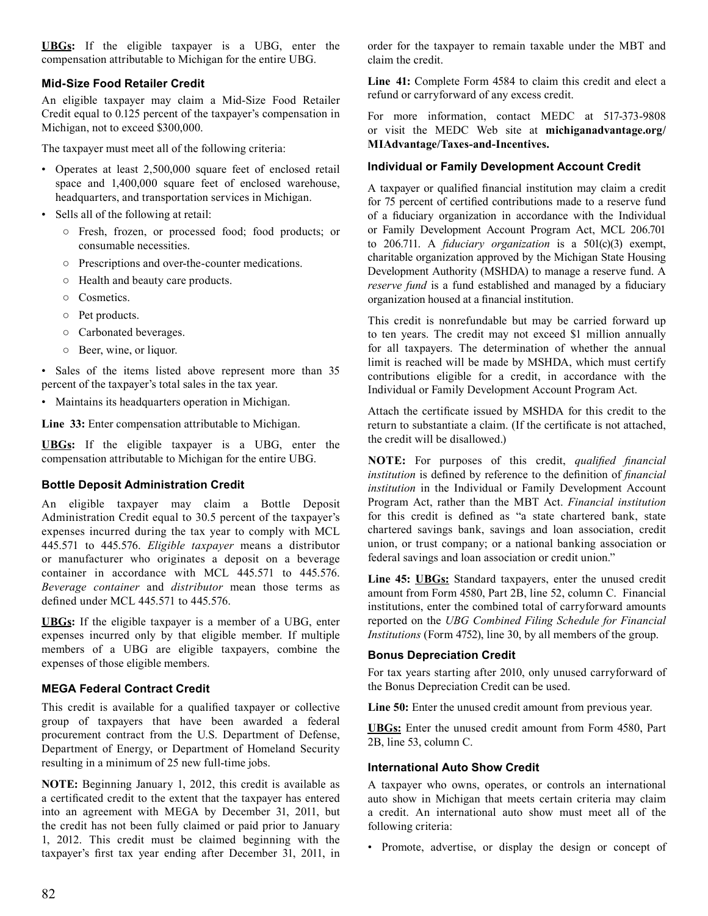**UBGs:** If the eligible taxpayer is a UBG, enter the compensation attributable to Michigan for the entire UBG.

### Mid-Size Food Retailer Credit

An eligible taxpayer may claim a Mid-Size Food Retailer Credit equal to 0.125 percent of the taxpayer's compensation in Michigan, not to exceed $300,000.

The taxpayer must meet all of the following criteria:

- Operates at least 2,500,000 square feet of enclosed retail space and 1,400,000 square feet of enclosed warehouse, headquarters, and transportation services in Michigan.
- Sells all of the following at retail:
  - Fresh, frozen, or processed food; food products; or consumable necessities.
  - Prescriptions and over-the-counter medications.
  - Health and beauty care products.
  - Cosmetics.
  - Pet products.
  - Carbonated beverages.
  - Beer, wine, or liquor.
- Sales of the items listed above represent more than 35 percent of the taxpayer's total sales in the tax year.
- Maintains its headquarters operation in Michigan.

**Line 33:** Enter compensation attributable to Michigan.

**UBGs:** If the eligible taxpayer is a UBG, enter the compensation attributable to Michigan for the entire UBG.

### Bottle Deposit Administration Credit

An eligible taxpayer may claim a Bottle Deposit Administration Credit equal to 30.5 percent of the taxpayer's expenses incurred during the tax year to comply with MCL 445.571 to 445.576. *Eligible taxpayer* means a distributor or manufacturer who originates a deposit on a beverage container in accordance with MCL 445.571 to 445.576. *Beverage container* and *distributor* mean those terms as defined under MCL 445.571 to 445.576.

**UBGs:** If the eligible taxpayer is a member of a UBG, enter expenses incurred only by that eligible member. If multiple members of a UBG are eligible taxpayers, combine the expenses of those eligible members.

### MEGA Federal Contract Credit

This credit is available for a qualified taxpayer or collective group of taxpayers that have been awarded a federal procurement contract from the U.S. Department of Defense, Department of Energy, or Department of Homeland Security resulting in a minimum of 25 new full-time jobs.

**NOTE:** Beginning January 1, 2012, this credit is available as a certificated credit to the extent that the taxpayer has entered into an agreement with MEGA by December 31, 2011, but the credit has not been fully claimed or paid prior to January 1, 2012. This credit must be claimed beginning with the taxpayer's first tax year ending after December 31, 2011, in order for the taxpayer to remain taxable under the MBT and claim the credit.

**Line 41:** Complete Form 4584 to claim this credit and elect a refund or carryforward of any excess credit.

For more information, contact MEDC at 517-373-9808 or visit the MEDC Web site at **michiganadvantage.org/MIAdvantage/Taxes-and-Incentives.**

### Individual or Family Development Account Credit

A taxpayer or qualified financial institution may claim a credit for 75 percent of certified contributions made to a reserve fund of a fiduciary organization in accordance with the Individual or Family Development Account Program Act, MCL 206.701 to 206.711. A *fiduciary organization* is a 501(c)(3) exempt, charitable organization approved by the Michigan State Housing Development Authority (MSHDA) to manage a reserve fund. A *reserve fund* is a fund established and managed by a fiduciary organization housed at a financial institution.

This credit is nonrefundable but may be carried forward up to ten years. The credit may not exceed $1 million annually for all taxpayers. The determination of whether the annual limit is reached will be made by MSHDA, which must certify contributions eligible for a credit, in accordance with the Individual or Family Development Account Program Act.

Attach the certificate issued by MSHDA for this credit to the return to substantiate a claim. (If the certificate is not attached, the credit will be disallowed.)

**NOTE:** For purposes of this credit, *qualified financial institution* is defined by reference to the definition of *financial institution* in the Individual or Family Development Account Program Act, rather than the MBT Act. *Financial institution* for this credit is defined as "a state chartered bank, state chartered savings bank, savings and loan association, credit union, or trust company; or a national banking association or federal savings and loan association or credit union."

**Line 45: UBGs:** Standard taxpayers, enter the unused credit amount from Form 4580, Part 2B, line 52, column C. Financial institutions, enter the combined total of carryforward amounts reported on the *UBG Combined Filing Schedule for Financial Institutions* (Form 4752), line 30, by all members of the group.

### Bonus Depreciation Credit

For tax years starting after 2010, only unused carryforward of the Bonus Depreciation Credit can be used.

**Line 50:** Enter the unused credit amount from previous year.

**UBGs:** Enter the unused credit amount from Form 4580, Part 2B, line 53, column C.

### International Auto Show Credit

A taxpayer who owns, operates, or controls an international auto show in Michigan that meets certain criteria may claim a credit. An international auto show must meet all of the following criteria:

- Promote, advertise, or display the design or concept of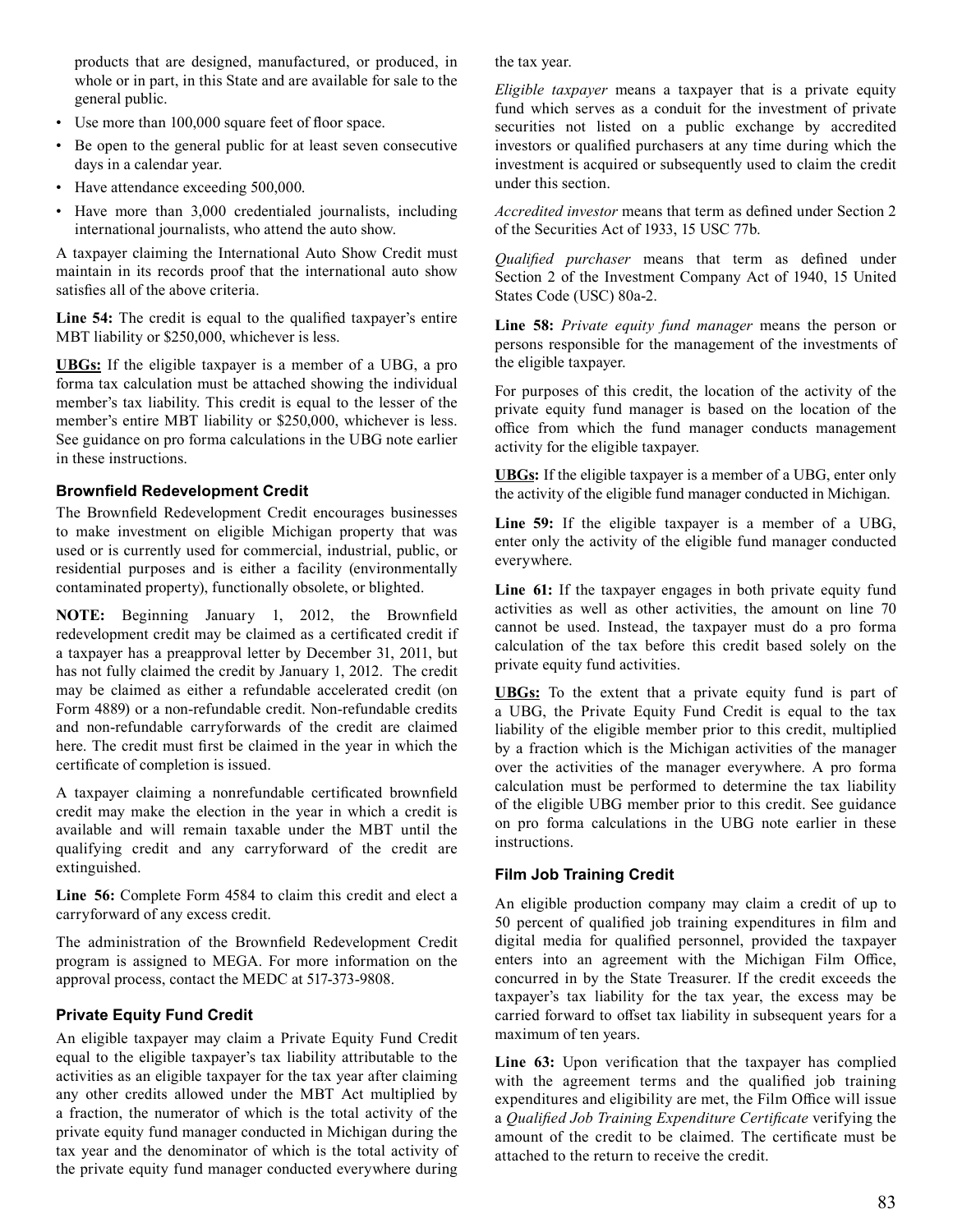products that are designed, manufactured, or produced, in whole or in part, in this State and are available for sale to the general public.

- Use more than 100,000 square feet of floor space.
- Be open to the general public for at least seven consecutive days in a calendar year.
- Have attendance exceeding 500,000.
- Have more than 3,000 credentialed journalists, including international journalists, who attend the auto show.

A taxpayer claiming the International Auto Show Credit must maintain in its records proof that the international auto show satisfies all of the above criteria.

**Line 54:** The credit is equal to the qualified taxpayer's entire MBT liability or $250,000, whichever is less.

**UBGs:** If the eligible taxpayer is a member of a UBG, a pro forma tax calculation must be attached showing the individual member's tax liability. This credit is equal to the lesser of the member's entire MBT liability or $250,000, whichever is less. See guidance on pro forma calculations in the UBG note earlier in these instructions.

### Brownfield Redevelopment Credit

The Brownfield Redevelopment Credit encourages businesses to make investment on eligible Michigan property that was used or is currently used for commercial, industrial, public, or residential purposes and is either a facility (environmentally contaminated property), functionally obsolete, or blighted.

**NOTE:** Beginning January 1, 2012, the Brownfield redevelopment credit may be claimed as a certificated credit if a taxpayer has a preapproval letter by December 31, 2011, but has not fully claimed the credit by January 1, 2012. The credit may be claimed as either a refundable accelerated credit (on Form 4889) or a non-refundable credit. Non-refundable credits and non-refundable carryforwards of the credit are claimed here. The credit must first be claimed in the year in which the certificate of completion is issued.

A taxpayer claiming a nonrefundable certificated brownfield credit may make the election in the year in which a credit is available and will remain taxable under the MBT until the qualifying credit and any carryforward of the credit are extinguished.

**Line 56:** Complete Form 4584 to claim this credit and elect a carryforward of any excess credit.

The administration of the Brownfield Redevelopment Credit program is assigned to MEGA. For more information on the approval process, contact the MEDC at 517-373-9808.

### Private Equity Fund Credit

An eligible taxpayer may claim a Private Equity Fund Credit equal to the eligible taxpayer's tax liability attributable to the activities as an eligible taxpayer for the tax year after claiming any other credits allowed under the MBT Act multiplied by a fraction, the numerator of which is the total activity of the private equity fund manager conducted in Michigan during the tax year and the denominator of which is the total activity of the private equity fund manager conducted everywhere during the tax year.

*Eligible taxpayer* means a taxpayer that is a private equity fund which serves as a conduit for the investment of private securities not listed on a public exchange by accredited investors or qualified purchasers at any time during which the investment is acquired or subsequently used to claim the credit under this section.

*Accredited investor* means that term as defined under Section 2 of the Securities Act of 1933, 15 USC 77b.

*Qualified purchaser* means that term as defined under Section 2 of the Investment Company Act of 1940, 15 United States Code (USC) 80a-2.

**Line 58:** *Private equity fund manager* means the person or persons responsible for the management of the investments of the eligible taxpayer.

For purposes of this credit, the location of the activity of the private equity fund manager is based on the location of the office from which the fund manager conducts management activity for the eligible taxpayer.

**UBGs:** If the eligible taxpayer is a member of a UBG, enter only the activity of the eligible fund manager conducted in Michigan.

**Line 59:** If the eligible taxpayer is a member of a UBG, enter only the activity of the eligible fund manager conducted everywhere.

**Line 61:** If the taxpayer engages in both private equity fund activities as well as other activities, the amount on line 70 cannot be used. Instead, the taxpayer must do a pro forma calculation of the tax before this credit based solely on the private equity fund activities.

**UBGs:** To the extent that a private equity fund is part of a UBG, the Private Equity Fund Credit is equal to the tax liability of the eligible member prior to this credit, multiplied by a fraction which is the Michigan activities of the manager over the activities of the manager everywhere. A pro forma calculation must be performed to determine the tax liability of the eligible UBG member prior to this credit. See guidance on pro forma calculations in the UBG note earlier in these instructions.

### Film Job Training Credit

An eligible production company may claim a credit of up to 50 percent of qualified job training expenditures in film and digital media for qualified personnel, provided the taxpayer enters into an agreement with the Michigan Film Office, concurred in by the State Treasurer. If the credit exceeds the taxpayer's tax liability for the tax year, the excess may be carried forward to offset tax liability in subsequent years for a maximum of ten years.

**Line 63:** Upon verification that the taxpayer has complied with the agreement terms and the qualified job training expenditures and eligibility are met, the Film Office will issue a *Qualified Job Training Expenditure Certificate* verifying the amount of the credit to be claimed. The certificate must be attached to the return to receive the credit.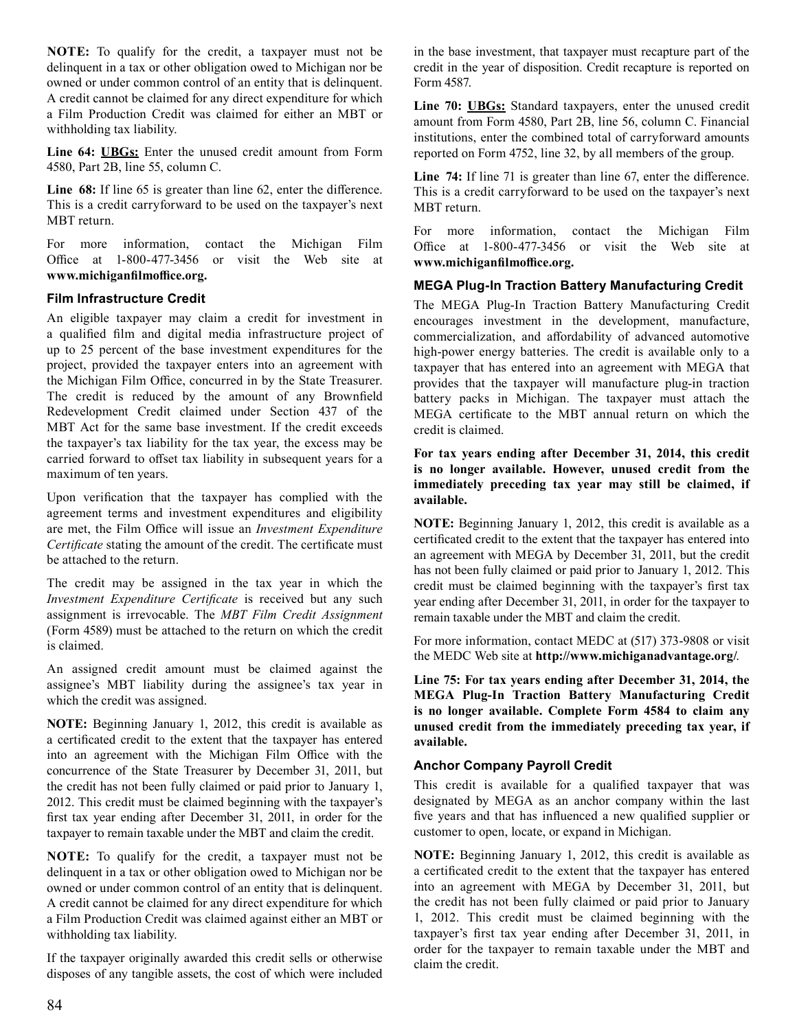**NOTE:** To qualify for the credit, a taxpayer must not be delinquent in a tax or other obligation owed to Michigan nor be owned or under common control of an entity that is delinquent. A credit cannot be claimed for any direct expenditure for which a Film Production Credit was claimed for either an MBT or withholding tax liability.

**Line 64:** **UBGs:** Enter the unused credit amount from Form 4580, Part 2B, line 55, column C.

**Line 68:** If line 65 is greater than line 62, enter the difference. This is a credit carryforward to be used on the taxpayer's next MBT return.

For more information, contact the Michigan Film Office at 1-800-477-3456 or visit the Web site at **www.michiganfilmoffice.org.**

### Film Infrastructure Credit

An eligible taxpayer may claim a credit for investment in a qualified film and digital media infrastructure project of up to 25 percent of the base investment expenditures for the project, provided the taxpayer enters into an agreement with the Michigan Film Office, concurred in by the State Treasurer. The credit is reduced by the amount of any Brownfield Redevelopment Credit claimed under Section 437 of the MBT Act for the same base investment. If the credit exceeds the taxpayer's tax liability for the tax year, the excess may be carried forward to offset tax liability in subsequent years for a maximum of ten years.

Upon verification that the taxpayer has complied with the agreement terms and investment expenditures and eligibility are met, the Film Office will issue an *Investment Expenditure Certificate* stating the amount of the credit. The certificate must be attached to the return.

The credit may be assigned in the tax year in which the *Investment Expenditure Certificate* is received but any such assignment is irrevocable. The *MBT Film Credit Assignment* (Form 4589) must be attached to the return on which the credit is claimed.

An assigned credit amount must be claimed against the assignee's MBT liability during the assignee's tax year in which the credit was assigned.

**NOTE:** Beginning January 1, 2012, this credit is available as a certificated credit to the extent that the taxpayer has entered into an agreement with the Michigan Film Office with the concurrence of the State Treasurer by December 31, 2011, but the credit has not been fully claimed or paid prior to January 1, 2012. This credit must be claimed beginning with the taxpayer's first tax year ending after December 31, 2011, in order for the taxpayer to remain taxable under the MBT and claim the credit.

**NOTE:** To qualify for the credit, a taxpayer must not be delinquent in a tax or other obligation owed to Michigan nor be owned or under common control of an entity that is delinquent. A credit cannot be claimed for any direct expenditure for which a Film Production Credit was claimed against either an MBT or withholding tax liability.

If the taxpayer originally awarded this credit sells or otherwise disposes of any tangible assets, the cost of which were included in the base investment, that taxpayer must recapture part of the credit in the year of disposition. Credit recapture is reported on Form 4587.

**Line 70:** **UBGs:** Standard taxpayers, enter the unused credit amount from Form 4580, Part 2B, line 56, column C. Financial institutions, enter the combined total of carryforward amounts reported on Form 4752, line 32, by all members of the group.

**Line 74:** If line 71 is greater than line 67, enter the difference. This is a credit carryforward to be used on the taxpayer's next MBT return.

For more information, contact the Michigan Film Office at 1-800-477-3456 or visit the Web site at **www.michiganfilmoffice.org.**

### MEGA Plug-In Traction Battery Manufacturing Credit

The MEGA Plug-In Traction Battery Manufacturing Credit encourages investment in the development, manufacture, commercialization, and affordability of advanced automotive high-power energy batteries. The credit is available only to a taxpayer that has entered into an agreement with MEGA that provides that the taxpayer will manufacture plug-in traction battery packs in Michigan. The taxpayer must attach the MEGA certificate to the MBT annual return on which the credit is claimed.

**For tax years ending after December 31, 2014, this credit is no longer available. However, unused credit from the immediately preceding tax year may still be claimed, if available.**

**NOTE:** Beginning January 1, 2012, this credit is available as a certificated credit to the extent that the taxpayer has entered into an agreement with MEGA by December 31, 2011, but the credit has not been fully claimed or paid prior to January 1, 2012. This credit must be claimed beginning with the taxpayer's first tax year ending after December 31, 2011, in order for the taxpayer to remain taxable under the MBT and claim the credit.

For more information, contact MEDC at (517) 373-9808 or visit the MEDC Web site at **http://www.michiganadvantage.org/**.

**Line 75: For tax years ending after December 31, 2014, the MEGA Plug-In Traction Battery Manufacturing Credit is no longer available. Complete Form 4584 to claim any unused credit from the immediately preceding tax year, if available.**

### Anchor Company Payroll Credit

This credit is available for a qualified taxpayer that was designated by MEGA as an anchor company within the last five years and that has influenced a new qualified supplier or customer to open, locate, or expand in Michigan.

**NOTE:** Beginning January 1, 2012, this credit is available as a certificated credit to the extent that the taxpayer has entered into an agreement with MEGA by December 31, 2011, but the credit has not been fully claimed or paid prior to January 1, 2012. This credit must be claimed beginning with the taxpayer's first tax year ending after December 31, 2011, in order for the taxpayer to remain taxable under the MBT and claim the credit.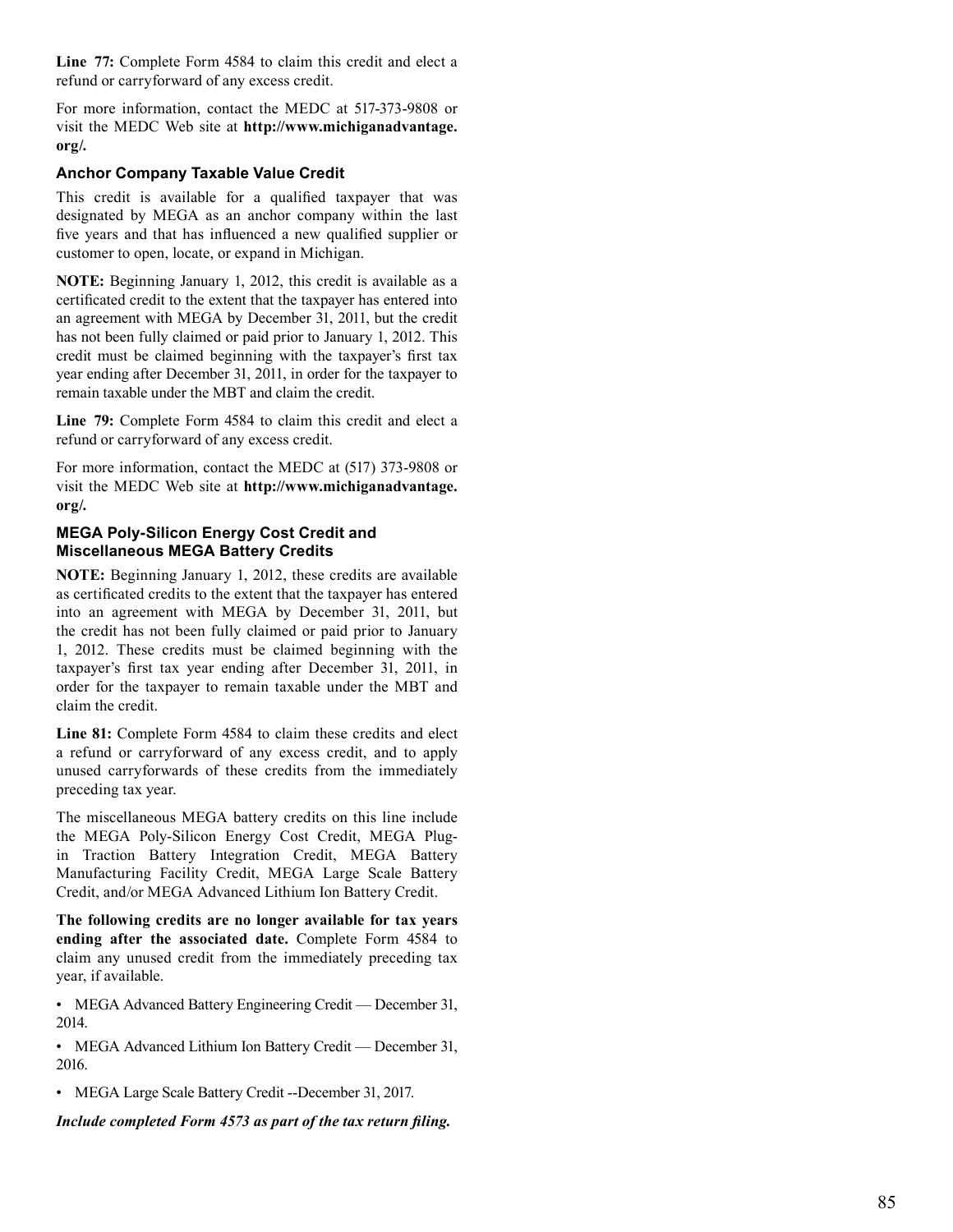**Line 77:** Complete Form 4584 to claim this credit and elect a refund or carryforward of any excess credit.

For more information, contact the MEDC at 517-373-9808 or visit the MEDC Web site at **http://www.michiganadvantage.org/.**

### Anchor Company Taxable Value Credit

This credit is available for a qualified taxpayer that was designated by MEGA as an anchor company within the last five years and that has influenced a new qualified supplier or customer to open, locate, or expand in Michigan.

**NOTE:** Beginning January 1, 2012, this credit is available as a certificated credit to the extent that the taxpayer has entered into an agreement with MEGA by December 31, 2011, but the credit has not been fully claimed or paid prior to January 1, 2012. This credit must be claimed beginning with the taxpayer's first tax year ending after December 31, 2011, in order for the taxpayer to remain taxable under the MBT and claim the credit.

**Line 79:** Complete Form 4584 to claim this credit and elect a refund or carryforward of any excess credit.

For more information, contact the MEDC at (517) 373-9808 or visit the MEDC Web site at **http://www.michiganadvantage.org/.**

### MEGA Poly-Silicon Energy Cost Credit and Miscellaneous MEGA Battery Credits

**NOTE:** Beginning January 1, 2012, these credits are available as certificated credits to the extent that the taxpayer has entered into an agreement with MEGA by December 31, 2011, but the credit has not been fully claimed or paid prior to January 1, 2012. These credits must be claimed beginning with the taxpayer's first tax year ending after December 31, 2011, in order for the taxpayer to remain taxable under the MBT and claim the credit.

**Line 81:** Complete Form 4584 to claim these credits and elect a refund or carryforward of any excess credit, and to apply unused carryforwards of these credits from the immediately preceding tax year.

The miscellaneous MEGA battery credits on this line include the MEGA Poly-Silicon Energy Cost Credit, MEGA Plug-in Traction Battery Integration Credit, MEGA Battery Manufacturing Facility Credit, MEGA Large Scale Battery Credit, and/or MEGA Advanced Lithium Ion Battery Credit.

**The following credits are no longer available for tax years ending after the associated date.** Complete Form 4584 to claim any unused credit from the immediately preceding tax year, if available.

- MEGA Advanced Battery Engineering Credit — December 31, 2014.
- MEGA Advanced Lithium Ion Battery Credit — December 31, 2016.
- MEGA Large Scale Battery Credit --December 31, 2017.

***Include completed Form 4573 as part of the tax return filing.***